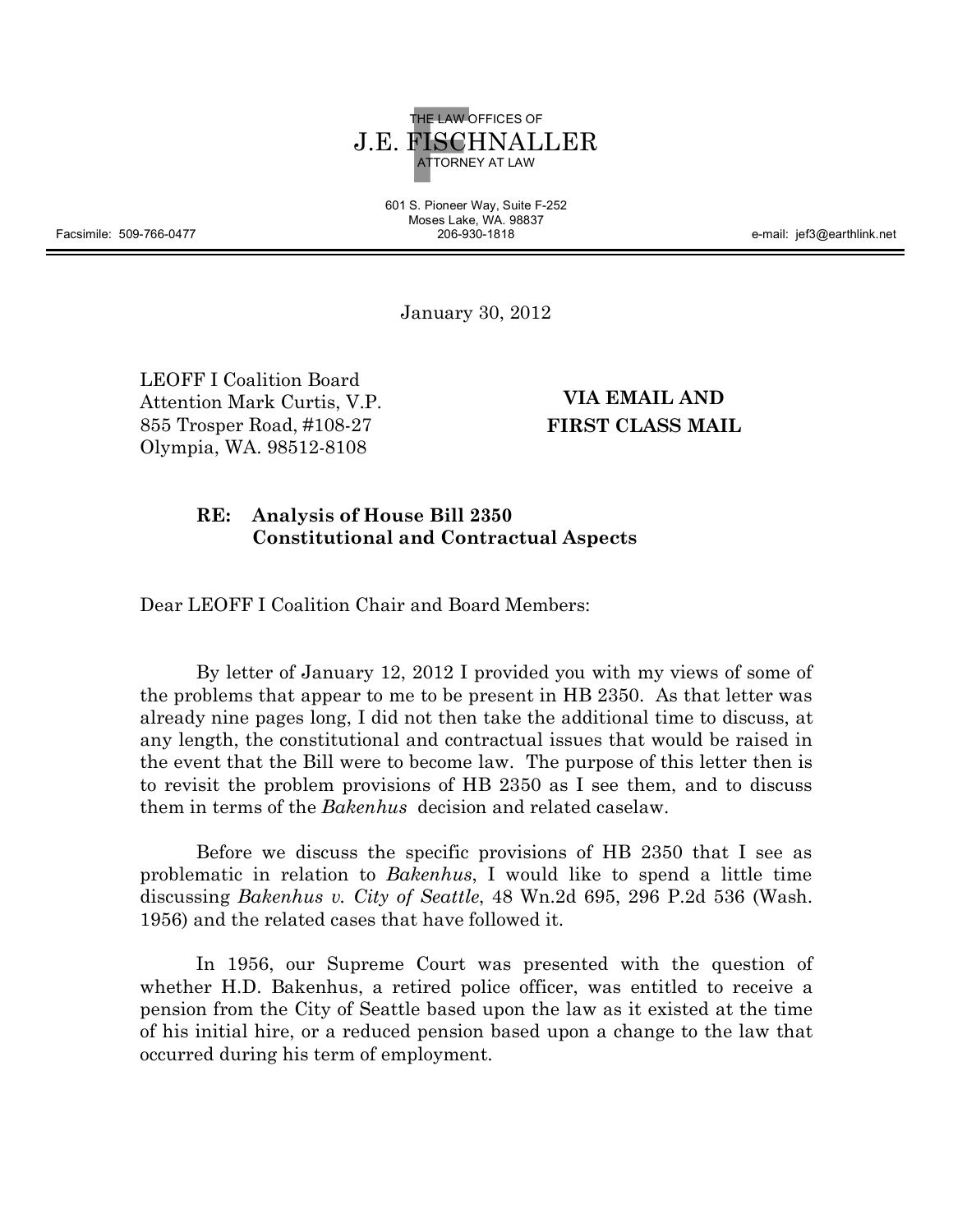THE LAW OFFICES OF
# J.E. FISCHNALLER
ATTORNEY AT LAW

601 S. Pioneer Way, Suite F-252
Moses Lake, WA. 98837
206-930-1818

Facsimile: 509-766-0477
e-mail: jef3@earthlink.net

---

January 30, 2012

LEOFF I Coalition Board
Attention Mark Curtis, V.P.
855 Trosper Road, #108-27
Olympia, WA. 98512-8108

**VIA EMAIL AND FIRST CLASS MAIL**

**RE: Analysis of House Bill 2350**
**Constitutional and Contractual Aspects**

Dear LEOFF I Coalition Chair and Board Members:

By letter of January 12, 2012 I provided you with my views of some of the problems that appear to me to be present in HB 2350. As that letter was already nine pages long, I did not then take the additional time to discuss, at any length, the constitutional and contractual issues that would be raised in the event that the Bill were to become law. The purpose of this letter then is to revisit the problem provisions of HB 2350 as I see them, and to discuss them in terms of the *Bakenhus* decision and related caselaw.

Before we discuss the specific provisions of HB 2350 that I see as problematic in relation to *Bakenhus*, I would like to spend a little time discussing *Bakenhus v. City of Seattle*, 48 Wn.2d 695, 296 P.2d 536 (Wash. 1956) and the related cases that have followed it.

In 1956, our Supreme Court was presented with the question of whether H.D. Bakenhus, a retired police officer, was entitled to receive a pension from the City of Seattle based upon the law as it existed at the time of his initial hire, or a reduced pension based upon a change to the law that occurred during his term of employment.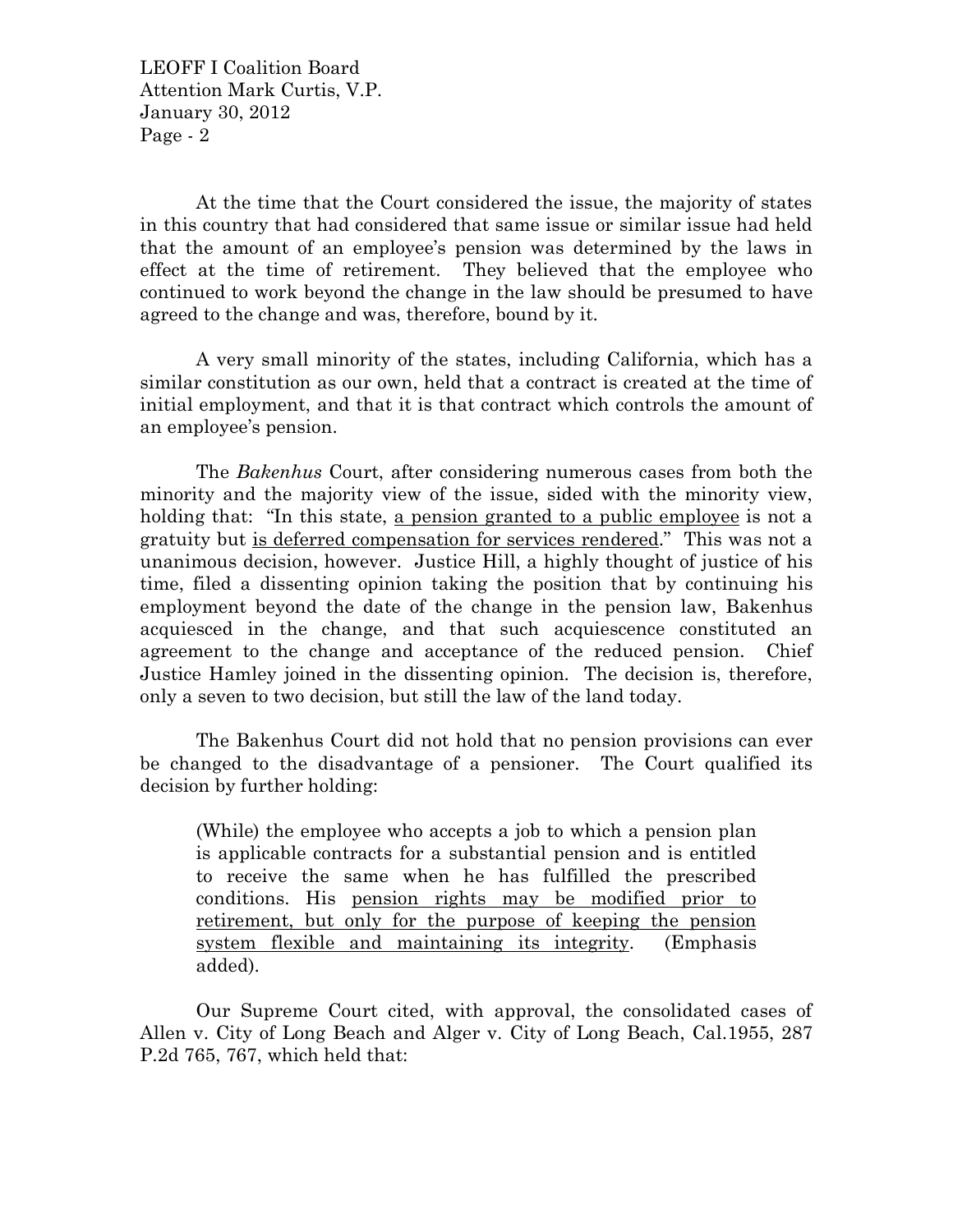At the time that the Court considered the issue, the majority of states in this country that had considered that same issue or similar issue had held that the amount of an employee's pension was determined by the laws in effect at the time of retirement. They believed that the employee who continued to work beyond the change in the law should be presumed to have agreed to the change and was, therefore, bound by it.

A very small minority of the states, including California, which has a similar constitution as our own, held that a contract is created at the time of initial employment, and that it is that contract which controls the amount of an employee's pension.

The *Bakenhus* Court, after considering numerous cases from both the minority and the majority view of the issue, sided with the minority view, holding that: "In this state, <u>a pension granted to a public employee</u> is not a gratuity but <u>is deferred compensation for services rendered</u>." This was not a unanimous decision, however. Justice Hill, a highly thought of justice of his time, filed a dissenting opinion taking the position that by continuing his employment beyond the date of the change in the pension law, Bakenhus acquiesced in the change, and that such acquiescence constituted an agreement to the change and acceptance of the reduced pension. Chief Justice Hamley joined in the dissenting opinion. The decision is, therefore, only a seven to two decision, but still the law of the land today.

The Bakenhus Court did not hold that no pension provisions can ever be changed to the disadvantage of a pensioner. The Court qualified its decision by further holding:

> (While) the employee who accepts a job to which a pension plan is applicable contracts for a substantial pension and is entitled to receive the same when he has fulfilled the prescribed conditions. His <u>pension rights may be modified prior to retirement, but only for the purpose of keeping the pension system flexible and maintaining its integrity</u>. (Emphasis added).

Our Supreme Court cited, with approval, the consolidated cases of Allen v. City of Long Beach and Alger v. City of Long Beach, Cal.1955, 287 P.2d 765, 767, which held that: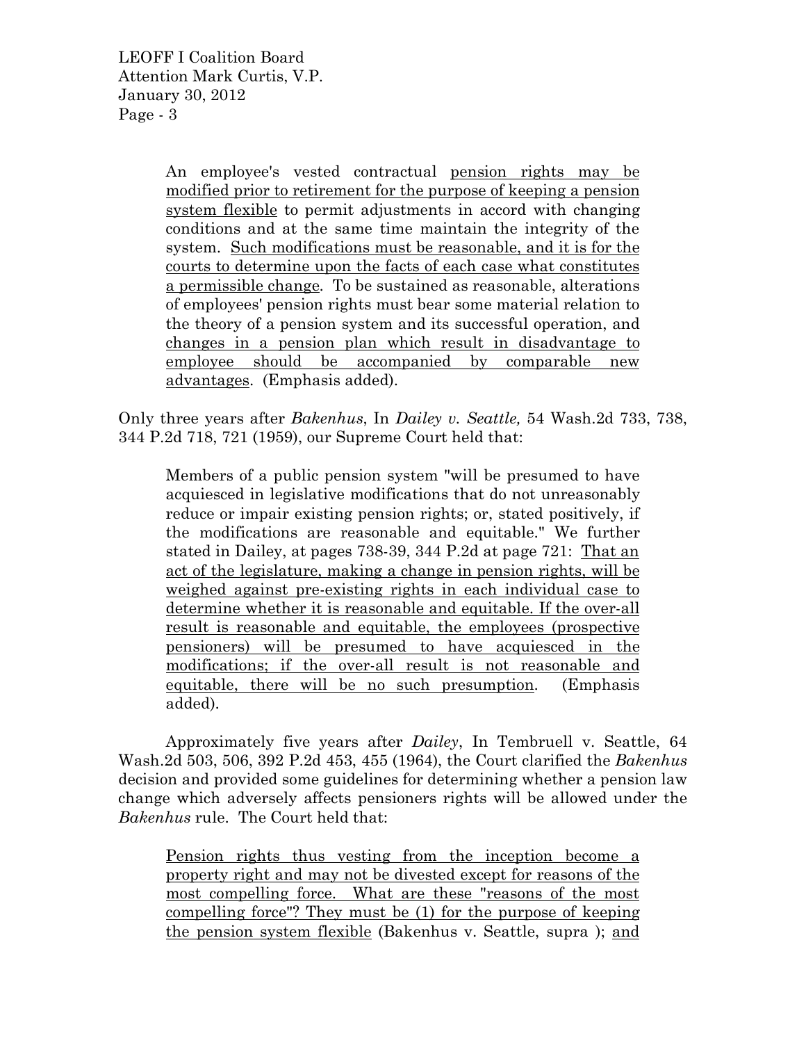> An employee's vested contractual pension rights may be modified prior to retirement for the purpose of keeping a pension system flexible to permit adjustments in accord with changing conditions and at the same time maintain the integrity of the system. Such modifications must be reasonable, and it is for the courts to determine upon the facts of each case what constitutes a permissible change. To be sustained as reasonable, alterations of employees' pension rights must bear some material relation to the theory of a pension system and its successful operation, and changes in a pension plan which result in disadvantage to employee should be accompanied by comparable new advantages. (Emphasis added).

Only three years after *Bakenhus*, In *Dailey v. Seattle,* 54 Wash.2d 733, 738, 344 P.2d 718, 721 (1959), our Supreme Court held that:

> Members of a public pension system "will be presumed to have acquiesced in legislative modifications that do not unreasonably reduce or impair existing pension rights; or, stated positively, if the modifications are reasonable and equitable." We further stated in Dailey, at pages 738-39, 344 P.2d at page 721: That an act of the legislature, making a change in pension rights, will be weighed against pre-existing rights in each individual case to determine whether it is reasonable and equitable. If the over-all result is reasonable and equitable, the employees (prospective pensioners) will be presumed to have acquiesced in the modifications; if the over-all result is not reasonable and equitable, there will be no such presumption. (Emphasis added).

Approximately five years after *Dailey*, In Tembruell v. Seattle, 64 Wash.2d 503, 506, 392 P.2d 453, 455 (1964), the Court clarified the *Bakenhus* decision and provided some guidelines for determining whether a pension law change which adversely affects pensioners rights will be allowed under the *Bakenhus* rule. The Court held that:

> Pension rights thus vesting from the inception become a property right and may not be divested except for reasons of the most compelling force. What are these "reasons of the most compelling force"? They must be (1) for the purpose of keeping the pension system flexible (Bakenhus v. Seattle, supra ); and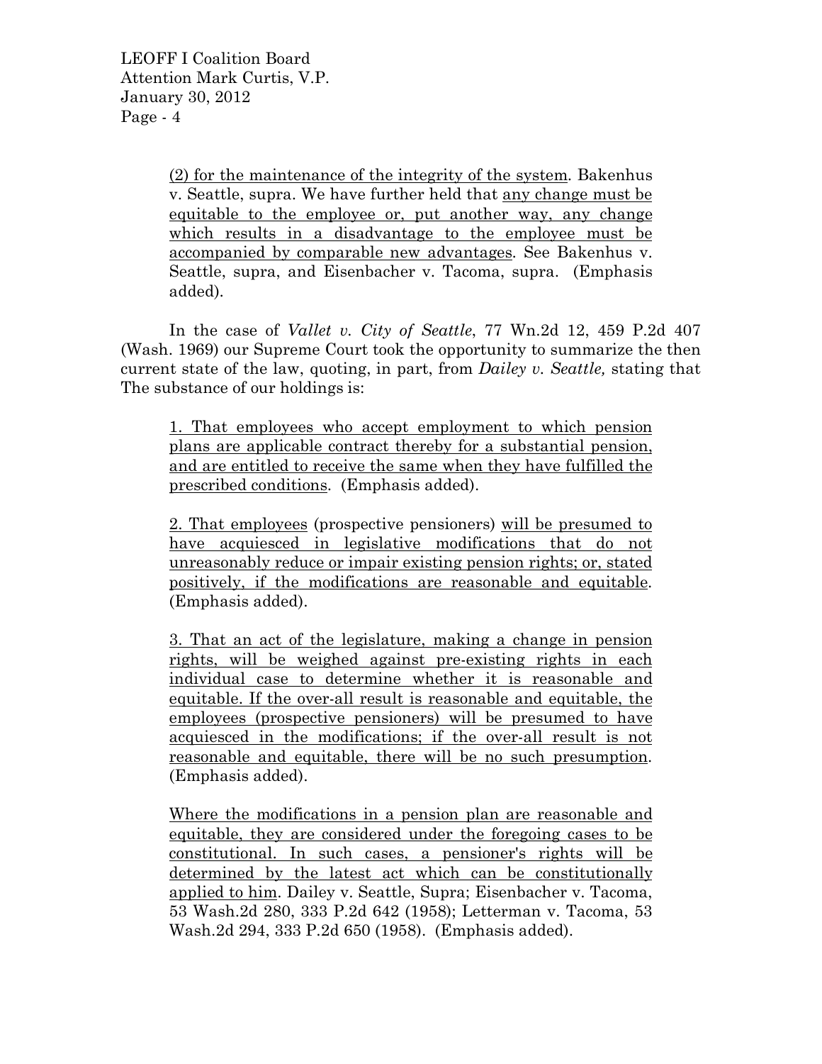> (2) for the maintenance of the integrity of the system. Bakenhus v. Seattle, supra. We have further held that any change must be equitable to the employee or, put another way, any change which results in a disadvantage to the employee must be accompanied by comparable new advantages. See Bakenhus v. Seattle, supra, and Eisenbacher v. Tacoma, supra. (Emphasis added).

In the case of *Vallet v. City of Seattle*, 77 Wn.2d 12, 459 P.2d 407 (Wash. 1969) our Supreme Court took the opportunity to summarize the then current state of the law, quoting, in part, from *Dailey v. Seattle,* stating that The substance of our holdings is:

> 1. That employees who accept employment to which pension plans are applicable contract thereby for a substantial pension, and are entitled to receive the same when they have fulfilled the prescribed conditions. (Emphasis added).
>
> 2. That employees (prospective pensioners) will be presumed to have acquiesced in legislative modifications that do not unreasonably reduce or impair existing pension rights; or, stated positively, if the modifications are reasonable and equitable. (Emphasis added).
>
> 3. That an act of the legislature, making a change in pension rights, will be weighed against pre-existing rights in each individual case to determine whether it is reasonable and equitable. If the over-all result is reasonable and equitable, the employees (prospective pensioners) will be presumed to have acquiesced in the modifications; if the over-all result is not reasonable and equitable, there will be no such presumption. (Emphasis added).
>
> Where the modifications in a pension plan are reasonable and equitable, they are considered under the foregoing cases to be constitutional. In such cases, a pensioner's rights will be determined by the latest act which can be constitutionally applied to him. Dailey v. Seattle, Supra; Eisenbacher v. Tacoma, 53 Wash.2d 280, 333 P.2d 642 (1958); Letterman v. Tacoma, 53 Wash.2d 294, 333 P.2d 650 (1958). (Emphasis added).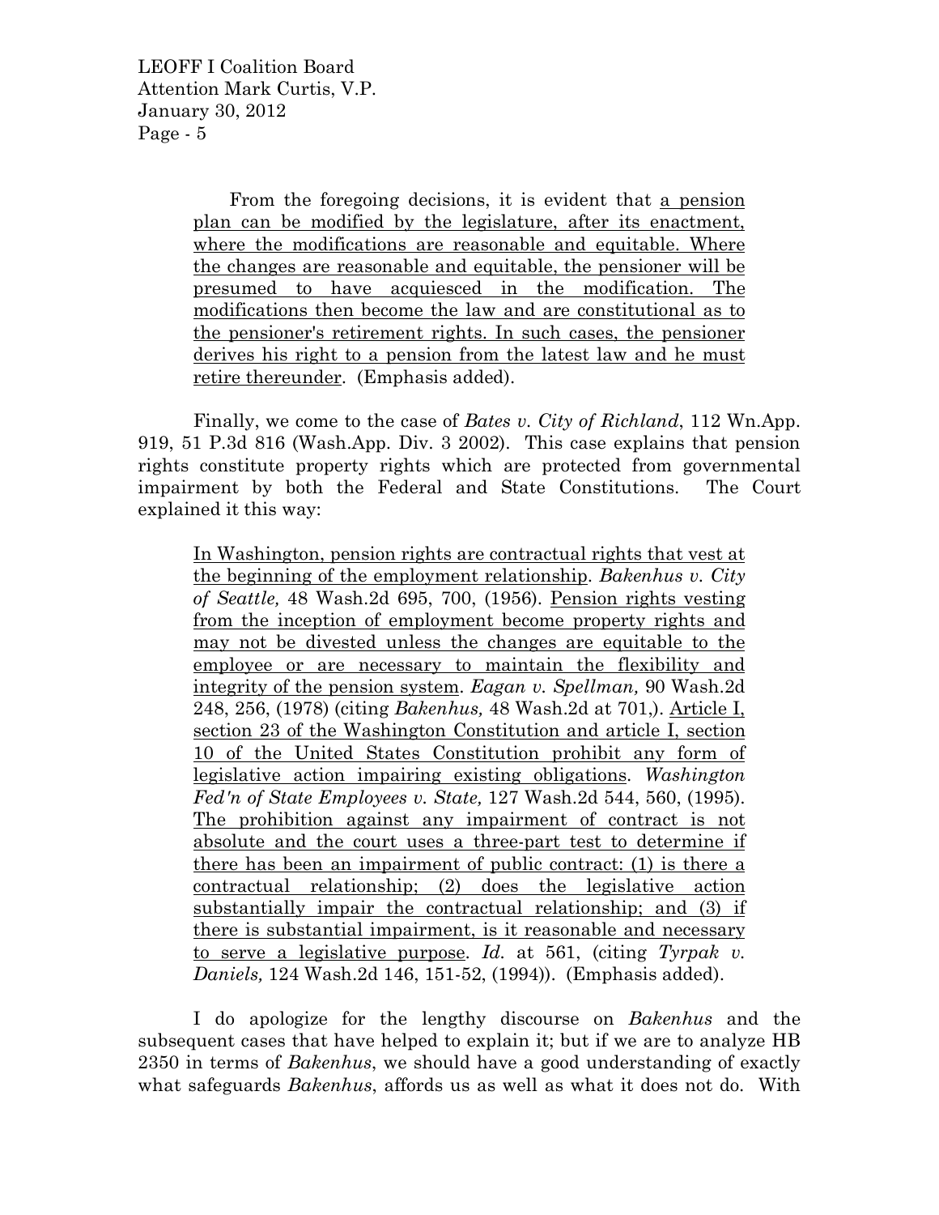> From the foregoing decisions, it is evident that <u>a pension plan can be modified by the legislature, after its enactment, where the modifications are reasonable and equitable. Where the changes are reasonable and equitable, the pensioner will be presumed to have acquiesced in the modification. The modifications then become the law and are constitutional as to the pensioner's retirement rights. In such cases, the pensioner derives his right to a pension from the latest law and he must retire thereunder</u>. (Emphasis added).

Finally, we come to the case of *Bates v. City of Richland*, 112 Wn.App. 919, 51 P.3d 816 (Wash.App. Div. 3 2002). This case explains that pension rights constitute property rights which are protected from governmental impairment by both the Federal and State Constitutions. The Court explained it this way:

> <u>In Washington, pension rights are contractual rights that vest at the beginning of the employment relationship</u>. *Bakenhus v. City of Seattle,* 48 Wash.2d 695, 700, (1956). <u>Pension rights vesting from the inception of employment become property rights and may not be divested unless the changes are equitable to the employee or are necessary to maintain the flexibility and integrity of the pension system</u>. *Eagan v. Spellman,* 90 Wash.2d 248, 256, (1978) (citing *Bakenhus,* 48 Wash.2d at 701,). <u>Article I, section 23 of the Washington Constitution and article I, section 10 of the United States Constitution prohibit any form of legislative action impairing existing obligations</u>. *Washington Fed'n of State Employees v. State,* 127 Wash.2d 544, 560, (1995). <u>The prohibition against any impairment of contract is not absolute and the court uses a three-part test to determine if there has been an impairment of public contract: (1) is there a contractual relationship; (2) does the legislative action substantially impair the contractual relationship; and (3) if there is substantial impairment, is it reasonable and necessary to serve a legislative purpose</u>. *Id.* at 561, (citing *Tyrpak v. Daniels,* 124 Wash.2d 146, 151-52, (1994)). (Emphasis added).

I do apologize for the lengthy discourse on *Bakenhus* and the subsequent cases that have helped to explain it; but if we are to analyze HB 2350 in terms of *Bakenhus*, we should have a good understanding of exactly what safeguards *Bakenhus*, affords us as well as what it does not do. With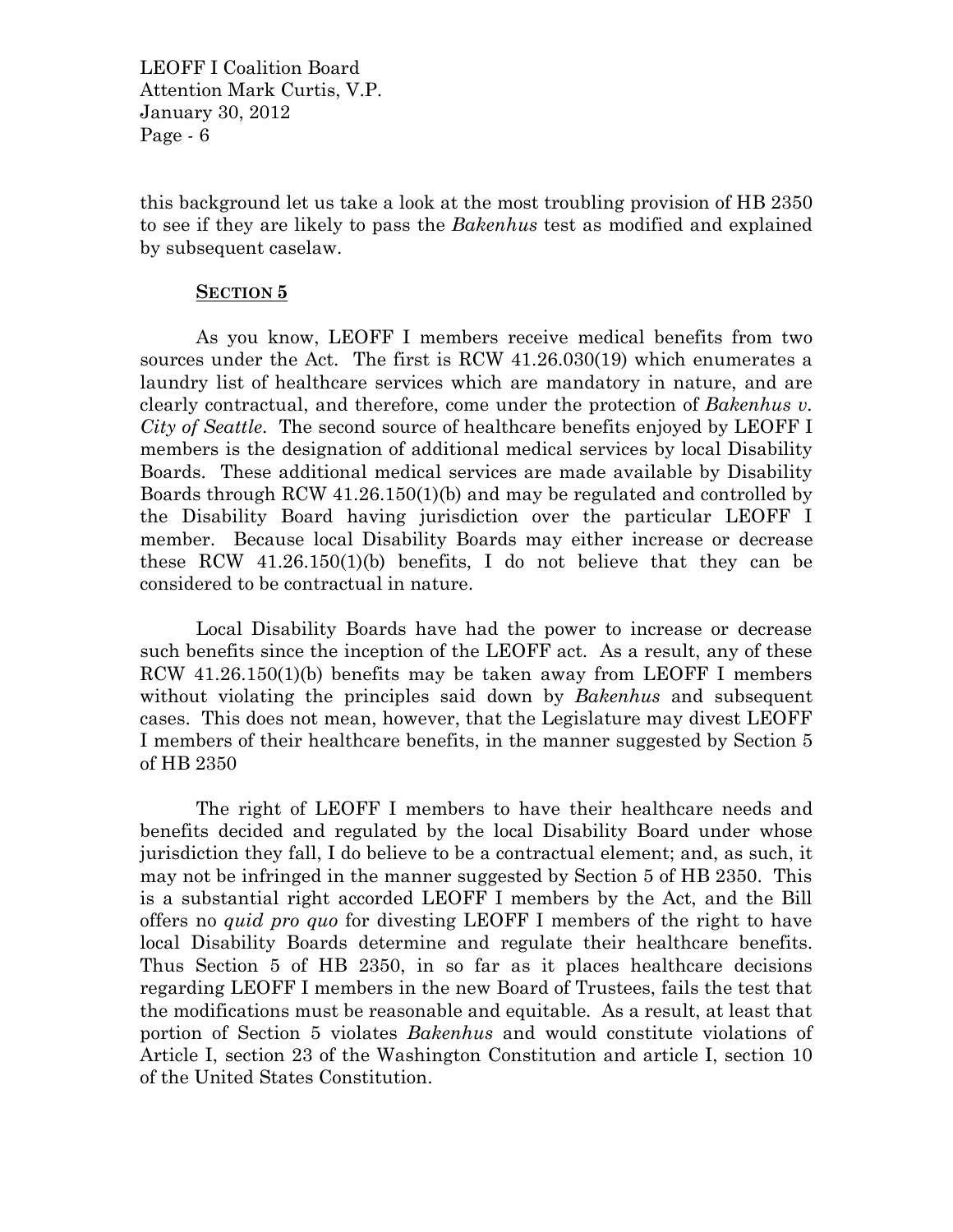this background let us take a look at the most troubling provision of HB 2350 to see if they are likely to pass the *Bakenhus* test as modified and explained by subsequent caselaw.

**<u>SECTION 5</u>**

As you know, LEOFF I members receive medical benefits from two sources under the Act. The first is RCW 41.26.030(19) which enumerates a laundry list of healthcare services which are mandatory in nature, and are clearly contractual, and therefore, come under the protection of *Bakenhus v. City of Seattle*. The second source of healthcare benefits enjoyed by LEOFF I members is the designation of additional medical services by local Disability Boards. These additional medical services are made available by Disability Boards through RCW 41.26.150(1)(b) and may be regulated and controlled by the Disability Board having jurisdiction over the particular LEOFF I member. Because local Disability Boards may either increase or decrease these RCW 41.26.150(1)(b) benefits, I do not believe that they can be considered to be contractual in nature.

Local Disability Boards have had the power to increase or decrease such benefits since the inception of the LEOFF act. As a result, any of these RCW 41.26.150(1)(b) benefits may be taken away from LEOFF I members without violating the principles said down by *Bakenhus* and subsequent cases. This does not mean, however, that the Legislature may divest LEOFF I members of their healthcare benefits, in the manner suggested by Section 5 of HB 2350

The right of LEOFF I members to have their healthcare needs and benefits decided and regulated by the local Disability Board under whose jurisdiction they fall, I do believe to be a contractual element; and, as such, it may not be infringed in the manner suggested by Section 5 of HB 2350. This is a substantial right accorded LEOFF I members by the Act, and the Bill offers no *quid pro quo* for divesting LEOFF I members of the right to have local Disability Boards determine and regulate their healthcare benefits. Thus Section 5 of HB 2350, in so far as it places healthcare decisions regarding LEOFF I members in the new Board of Trustees, fails the test that the modifications must be reasonable and equitable. As a result, at least that portion of Section 5 violates *Bakenhus* and would constitute violations of Article I, section 23 of the Washington Constitution and article I, section 10 of the United States Constitution.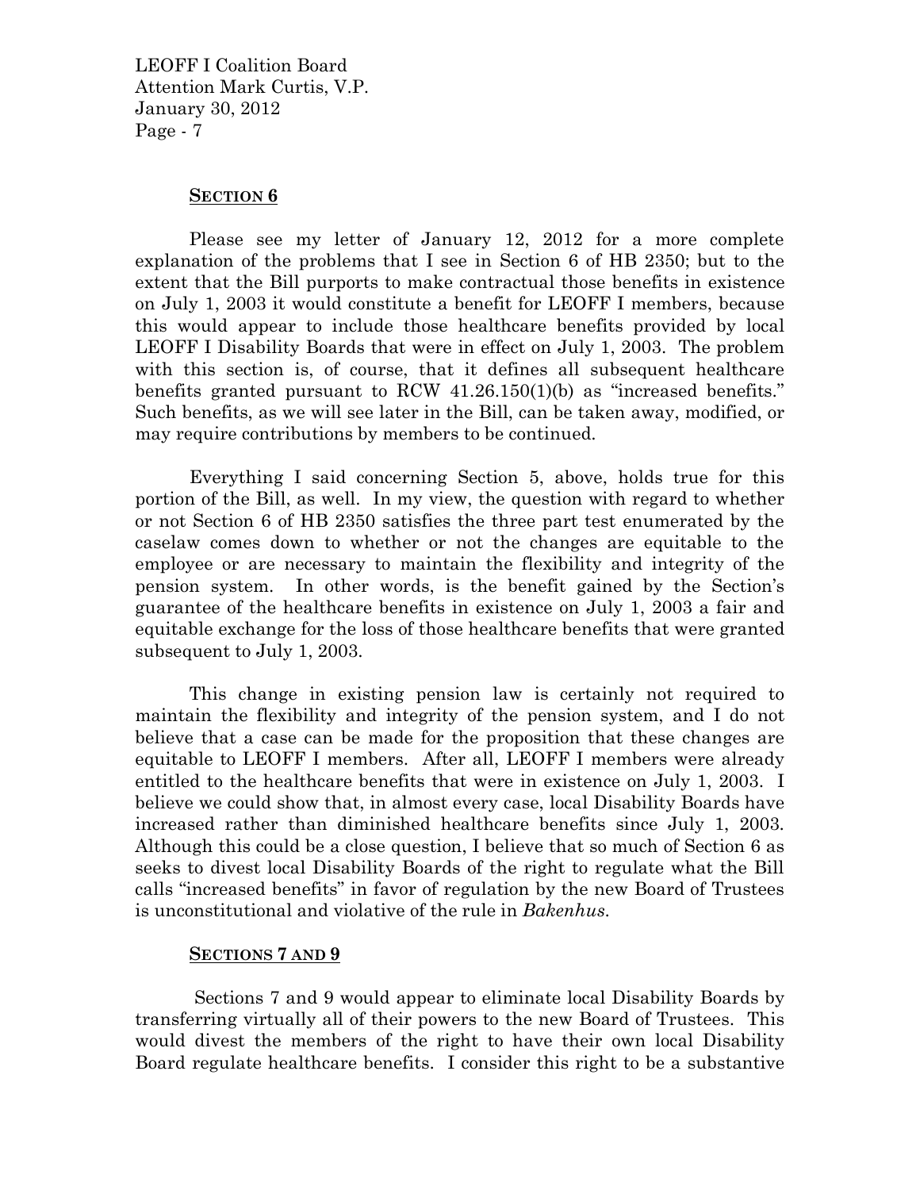**SECTION 6**

Please see my letter of January 12, 2012 for a more complete explanation of the problems that I see in Section 6 of HB 2350; but to the extent that the Bill purports to make contractual those benefits in existence on July 1, 2003 it would constitute a benefit for LEOFF I members, because this would appear to include those healthcare benefits provided by local LEOFF I Disability Boards that were in effect on July 1, 2003. The problem with this section is, of course, that it defines all subsequent healthcare benefits granted pursuant to RCW 41.26.150(1)(b) as "increased benefits." Such benefits, as we will see later in the Bill, can be taken away, modified, or may require contributions by members to be continued.

Everything I said concerning Section 5, above, holds true for this portion of the Bill, as well. In my view, the question with regard to whether or not Section 6 of HB 2350 satisfies the three part test enumerated by the caselaw comes down to whether or not the changes are equitable to the employee or are necessary to maintain the flexibility and integrity of the pension system. In other words, is the benefit gained by the Section's guarantee of the healthcare benefits in existence on July 1, 2003 a fair and equitable exchange for the loss of those healthcare benefits that were granted subsequent to July 1, 2003.

This change in existing pension law is certainly not required to maintain the flexibility and integrity of the pension system, and I do not believe that a case can be made for the proposition that these changes are equitable to LEOFF I members. After all, LEOFF I members were already entitled to the healthcare benefits that were in existence on July 1, 2003. I believe we could show that, in almost every case, local Disability Boards have increased rather than diminished healthcare benefits since July 1, 2003. Although this could be a close question, I believe that so much of Section 6 as seeks to divest local Disability Boards of the right to regulate what the Bill calls "increased benefits" in favor of regulation by the new Board of Trustees is unconstitutional and violative of the rule in *Bakenhus*.

**SECTIONS 7 AND 9**

Sections 7 and 9 would appear to eliminate local Disability Boards by transferring virtually all of their powers to the new Board of Trustees. This would divest the members of the right to have their own local Disability Board regulate healthcare benefits. I consider this right to be a substantive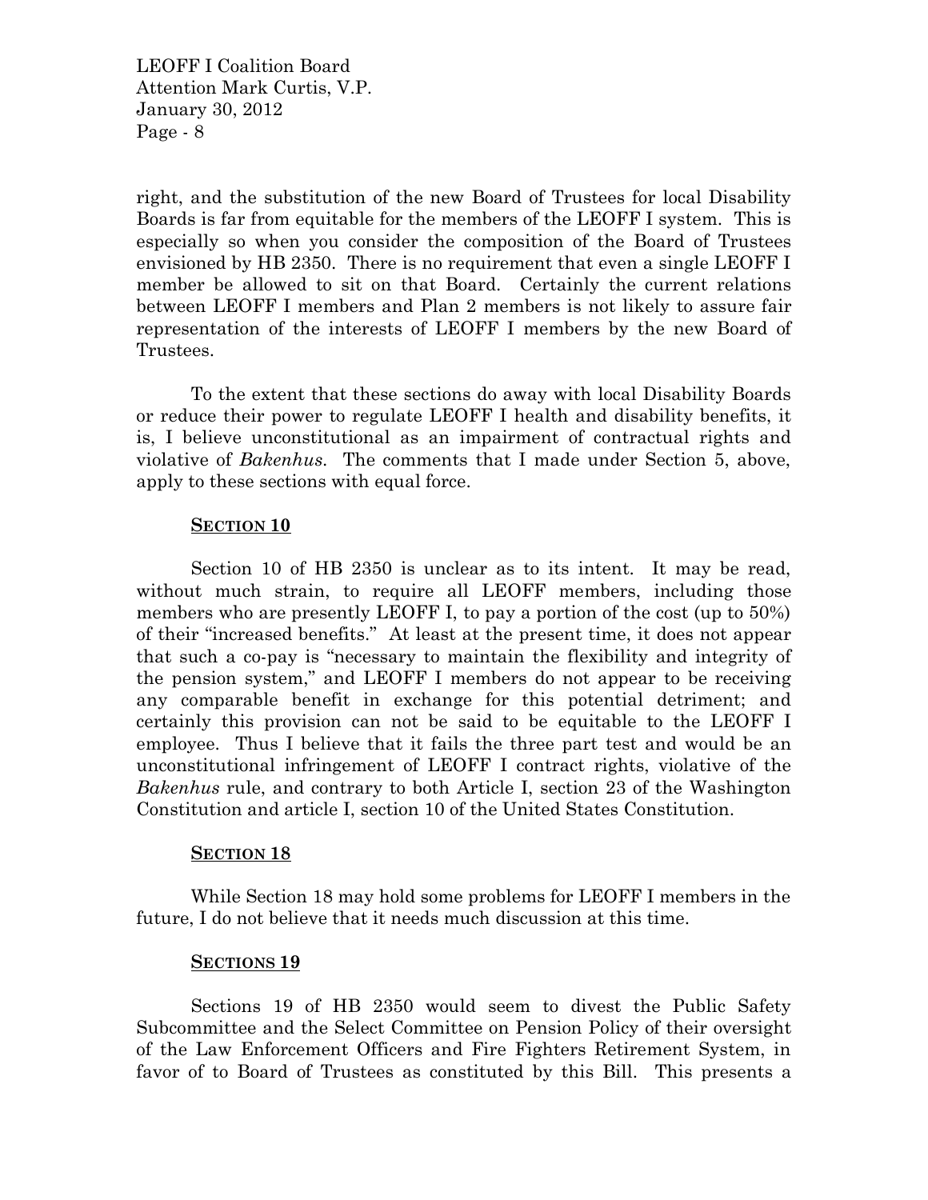right, and the substitution of the new Board of Trustees for local Disability Boards is far from equitable for the members of the LEOFF I system. This is especially so when you consider the composition of the Board of Trustees envisioned by HB 2350. There is no requirement that even a single LEOFF I member be allowed to sit on that Board. Certainly the current relations between LEOFF I members and Plan 2 members is not likely to assure fair representation of the interests of LEOFF I members by the new Board of Trustees.

To the extent that these sections do away with local Disability Boards or reduce their power to regulate LEOFF I health and disability benefits, it is, I believe unconstitutional as an impairment of contractual rights and violative of *Bakenhus*. The comments that I made under Section 5, above, apply to these sections with equal force.

## **SECTION 10**

Section 10 of HB 2350 is unclear as to its intent. It may be read, without much strain, to require all LEOFF members, including those members who are presently LEOFF I, to pay a portion of the cost (up to 50%) of their "increased benefits." At least at the present time, it does not appear that such a co-pay is "necessary to maintain the flexibility and integrity of the pension system," and LEOFF I members do not appear to be receiving any comparable benefit in exchange for this potential detriment; and certainly this provision can not be said to be equitable to the LEOFF I employee. Thus I believe that it fails the three part test and would be an unconstitutional infringement of LEOFF I contract rights, violative of the *Bakenhus* rule, and contrary to both Article I, section 23 of the Washington Constitution and article I, section 10 of the United States Constitution.

## **SECTION 18**

While Section 18 may hold some problems for LEOFF I members in the future, I do not believe that it needs much discussion at this time.

## **SECTIONS 19**

Sections 19 of HB 2350 would seem to divest the Public Safety Subcommittee and the Select Committee on Pension Policy of their oversight of the Law Enforcement Officers and Fire Fighters Retirement System, in favor of to Board of Trustees as constituted by this Bill. This presents a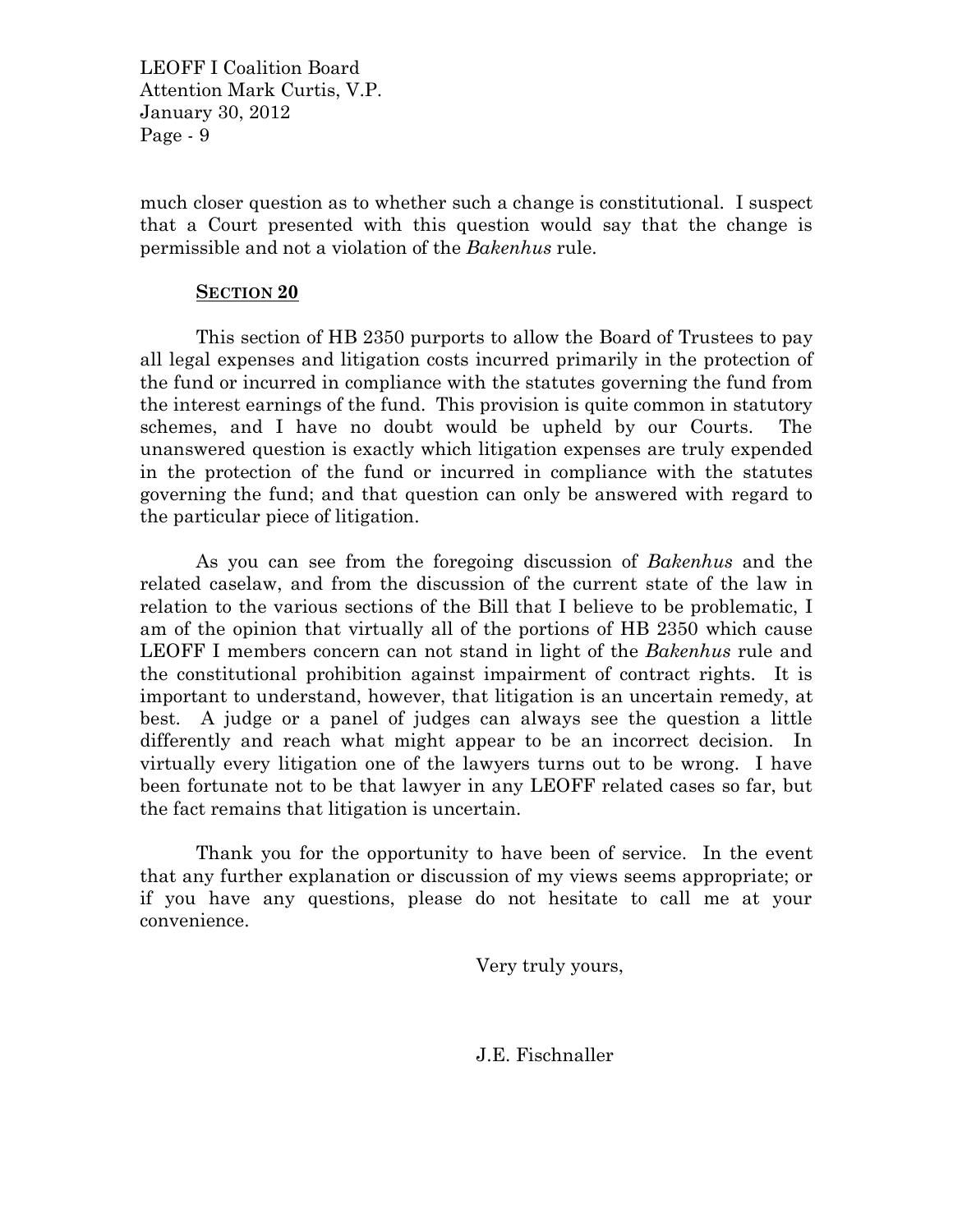much closer question as to whether such a change is constitutional. I suspect that a Court presented with this question would say that the change is permissible and not a violation of the *Bakenhus* rule.

**SECTION 20**

This section of HB 2350 purports to allow the Board of Trustees to pay all legal expenses and litigation costs incurred primarily in the protection of the fund or incurred in compliance with the statutes governing the fund from the interest earnings of the fund. This provision is quite common in statutory schemes, and I have no doubt would be upheld by our Courts. The unanswered question is exactly which litigation expenses are truly expended in the protection of the fund or incurred in compliance with the statutes governing the fund; and that question can only be answered with regard to the particular piece of litigation.

As you can see from the foregoing discussion of *Bakenhus* and the related caselaw, and from the discussion of the current state of the law in relation to the various sections of the Bill that I believe to be problematic, I am of the opinion that virtually all of the portions of HB 2350 which cause LEOFF I members concern can not stand in light of the *Bakenhus* rule and the constitutional prohibition against impairment of contract rights. It is important to understand, however, that litigation is an uncertain remedy, at best. A judge or a panel of judges can always see the question a little differently and reach what might appear to be an incorrect decision. In virtually every litigation one of the lawyers turns out to be wrong. I have been fortunate not to be that lawyer in any LEOFF related cases so far, but the fact remains that litigation is uncertain.

Thank you for the opportunity to have been of service. In the event that any further explanation or discussion of my views seems appropriate; or if you have any questions, please do not hesitate to call me at your convenience.

Very truly yours,

J.E. Fischnaller